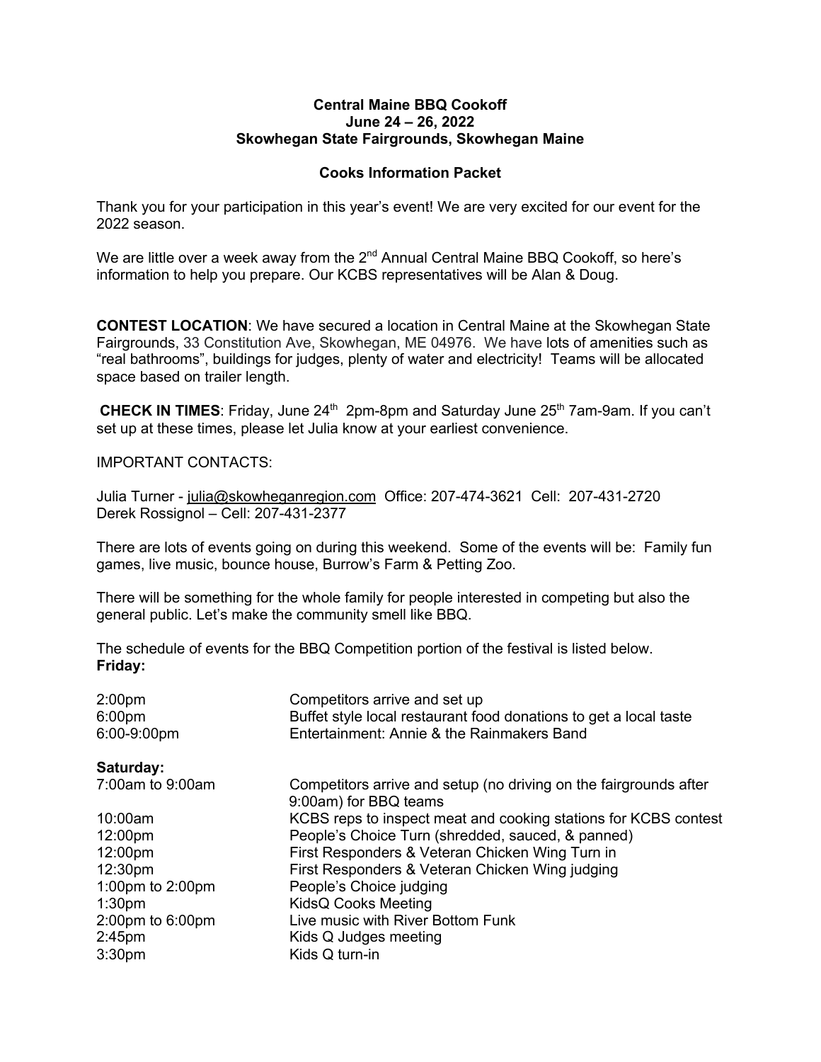**Central Maine BBQ Cookoff**
**June 24 – 26, 2022**
**Skowhegan State Fairgrounds, Skowhegan Maine**

**Cooks Information Packet**

Thank you for your participation in this year's event! We are very excited for our event for the 2022 season.

We are little over a week away from the 2nd Annual Central Maine BBQ Cookoff, so here's information to help you prepare. Our KCBS representatives will be Alan & Doug.

**CONTEST LOCATION**: We have secured a location in Central Maine at the Skowhegan State Fairgrounds, 33 Constitution Ave, Skowhegan, ME 04976. We have lots of amenities such as "real bathrooms", buildings for judges, plenty of water and electricity! Teams will be allocated space based on trailer length.

**CHECK IN TIMES**: Friday, June 24th 2pm-8pm and Saturday June 25th 7am-9am. If you can't set up at these times, please let Julia know at your earliest convenience.

IMPORTANT CONTACTS:

Julia Turner - julia@skowheganregion.com Office: 207-474-3621 Cell: 207-431-2720
Derek Rossignol – Cell: 207-431-2377

There are lots of events going on during this weekend. Some of the events will be: Family fun games, live music, bounce house, Burrow's Farm & Petting Zoo.

There will be something for the whole family for people interested in competing but also the general public. Let's make the community smell like BBQ.

The schedule of events for the BBQ Competition portion of the festival is listed below.

**Friday:**

| | |
|---|---|
| 2:00pm | Competitors arrive and set up |
| 6:00pm | Buffet style local restaurant food donations to get a local taste |
| 6:00-9:00pm | Entertainment: Annie & the Rainmakers Band |

**Saturday:**

| | |
|---|---|
| 7:00am to 9:00am | Competitors arrive and setup (no driving on the fairgrounds after 9:00am) for BBQ teams |
| 10:00am | KCBS reps to inspect meat and cooking stations for KCBS contest |
| 12:00pm | People's Choice Turn (shredded, sauced, & panned) |
| 12:00pm | First Responders & Veteran Chicken Wing Turn in |
| 12:30pm | First Responders & Veteran Chicken Wing judging |
| 1:00pm to 2:00pm | People's Choice judging |
| 1:30pm | KidsQ Cooks Meeting |
| 2:00pm to 6:00pm | Live music with River Bottom Funk |
| 2:45pm | Kids Q Judges meeting |
| 3:30pm | Kids Q turn-in |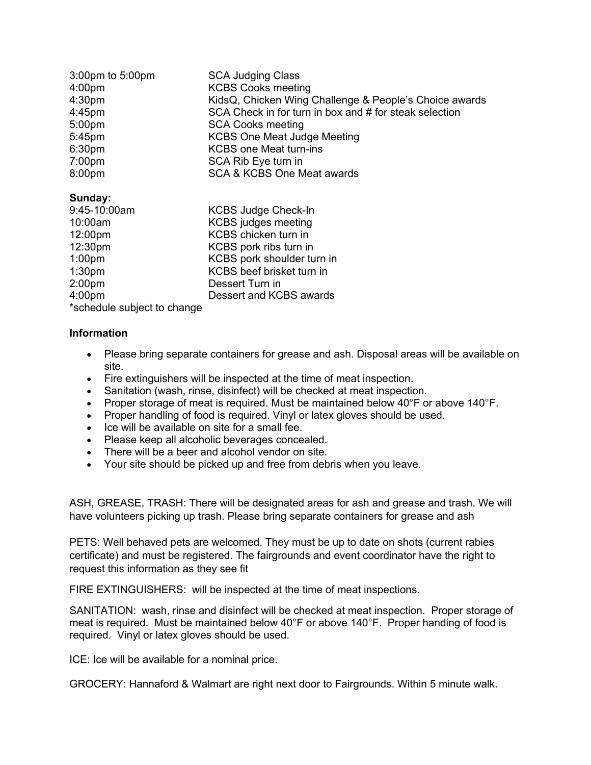| | |
|---|---|
| 3:00pm to 5:00pm | SCA Judging Class |
| 4:00pm | KCBS Cooks meeting |
| 4:30pm | KidsQ, Chicken Wing Challenge & People's Choice awards |
| 4:45pm | SCA Check in for turn in box and # for steak selection |
| 5:00pm | SCA Cooks meeting |
| 5:45pm | KCBS One Meat Judge Meeting |
| 6:30pm | KCBS one Meat turn-ins |
| 7:00pm | SCA Rib Eye turn in |
| 8:00pm | SCA & KCBS One Meat awards |

**Sunday:**

| | |
|---|---|
| 9:45-10:00am | KCBS Judge Check-In |
| 10:00am | KCBS judges meeting |
| 12:00pm | KCBS chicken turn in |
| 12:30pm | KCBS pork ribs turn in |
| 1:00pm | KCBS pork shoulder turn in |
| 1:30pm | KCBS beef brisket turn in |
| 2:00pm | Dessert Turn in |
| 4:00pm | Dessert and KCBS awards |

*schedule subject to change

**Information**

- Please bring separate containers for grease and ash. Disposal areas will be available on site.
- Fire extinguishers will be inspected at the time of meat inspection.
- Sanitation (wash, rinse, disinfect) will be checked at meat inspection.
- Proper storage of meat is required. Must be maintained below 40°F or above 140°F.
- Proper handling of food is required. Vinyl or latex gloves should be used.
- Ice will be available on site for a small fee.
- Please keep all alcoholic beverages concealed.
- There will be a beer and alcohol vendor on site.
- Your site should be picked up and free from debris when you leave.

ASH, GREASE, TRASH: There will be designated areas for ash and grease and trash. We will have volunteers picking up trash. Please bring separate containers for grease and ash

PETS: Well behaved pets are welcomed. They must be up to date on shots (current rabies certificate) and must be registered. The fairgrounds and event coordinator have the right to request this information as they see fit

FIRE EXTINGUISHERS: will be inspected at the time of meat inspections.

SANITATION: wash, rinse and disinfect will be checked at meat inspection. Proper storage of meat is required. Must be maintained below 40°F or above 140°F. Proper handing of food is required. Vinyl or latex gloves should be used.

ICE: Ice will be available for a nominal price.

GROCERY: Hannaford & Walmart are right next door to Fairgrounds. Within 5 minute walk.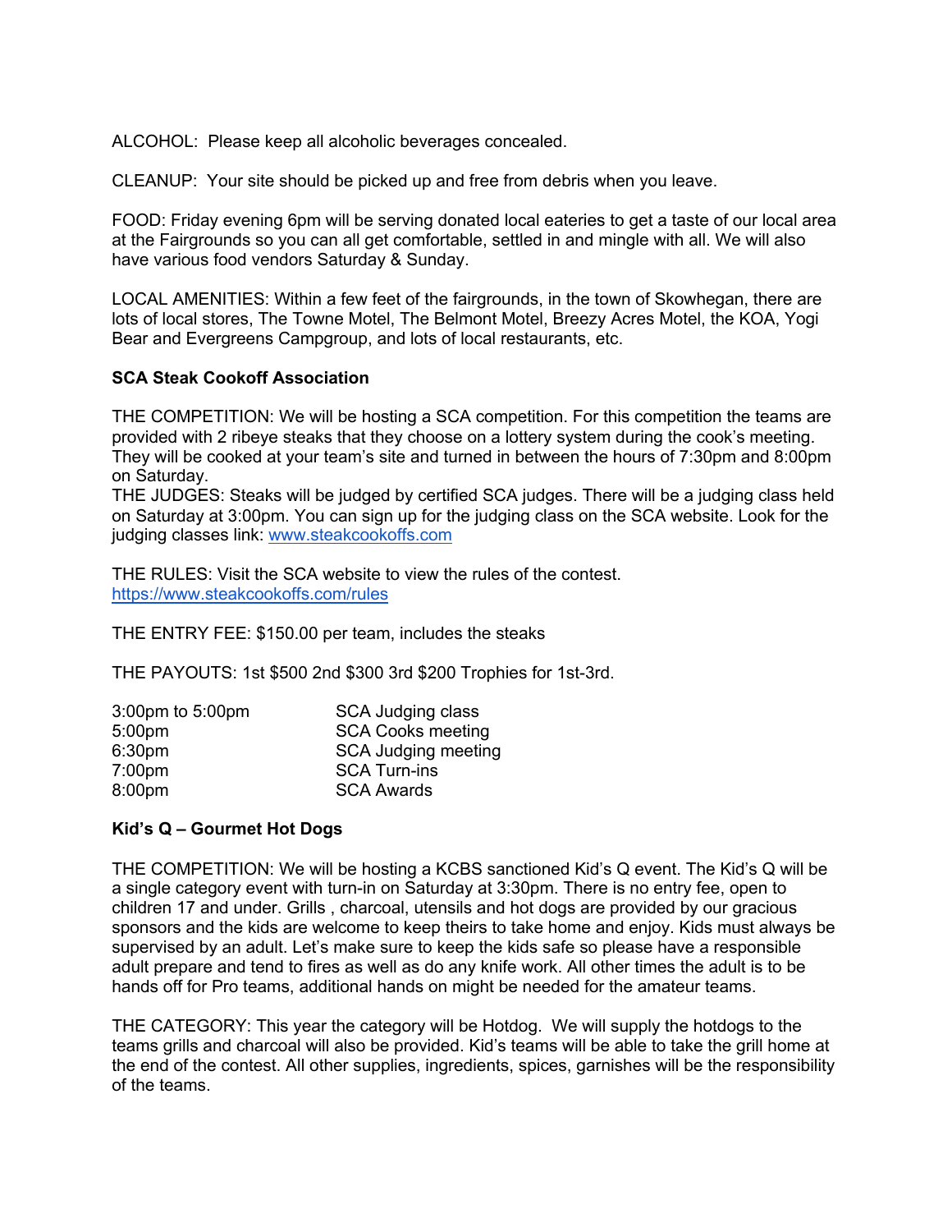ALCOHOL: Please keep all alcoholic beverages concealed.

CLEANUP: Your site should be picked up and free from debris when you leave.

FOOD: Friday evening 6pm will be serving donated local eateries to get a taste of our local area at the Fairgrounds so you can all get comfortable, settled in and mingle with all. We will also have various food vendors Saturday & Sunday.

LOCAL AMENITIES: Within a few feet of the fairgrounds, in the town of Skowhegan, there are lots of local stores, The Towne Motel, The Belmont Motel, Breezy Acres Motel, the KOA, Yogi Bear and Evergreens Campgroup, and lots of local restaurants, etc.

**SCA Steak Cookoff Association**

THE COMPETITION: We will be hosting a SCA competition. For this competition the teams are provided with 2 ribeye steaks that they choose on a lottery system during the cook's meeting. They will be cooked at your team's site and turned in between the hours of 7:30pm and 8:00pm on Saturday.
THE JUDGES: Steaks will be judged by certified SCA judges. There will be a judging class held on Saturday at 3:00pm. You can sign up for the judging class on the SCA website. Look for the judging classes link: [www.steakcookoffs.com](http://www.steakcookoffs.com)

THE RULES: Visit the SCA website to view the rules of the contest.
[https://www.steakcookoffs.com/rules](https://www.steakcookoffs.com/rules)

THE ENTRY FEE: $150.00 per team, includes the steaks

THE PAYOUTS: 1st $500 2nd $300 3rd $200 Trophies for 1st-3rd.

| | |
|---|---|
| 3:00pm to 5:00pm | SCA Judging class |
| 5:00pm | SCA Cooks meeting |
| 6:30pm | SCA Judging meeting |
| 7:00pm | SCA Turn-ins |
| 8:00pm | SCA Awards |

**Kid's Q – Gourmet Hot Dogs**

THE COMPETITION: We will be hosting a KCBS sanctioned Kid's Q event. The Kid's Q will be a single category event with turn-in on Saturday at 3:30pm. There is no entry fee, open to children 17 and under. Grills , charcoal, utensils and hot dogs are provided by our gracious sponsors and the kids are welcome to keep theirs to take home and enjoy. Kids must always be supervised by an adult. Let's make sure to keep the kids safe so please have a responsible adult prepare and tend to fires as well as do any knife work. All other times the adult is to be hands off for Pro teams, additional hands on might be needed for the amateur teams.

THE CATEGORY: This year the category will be Hotdog. We will supply the hotdogs to the teams grills and charcoal will also be provided. Kid's teams will be able to take the grill home at the end of the contest. All other supplies, ingredients, spices, garnishes will be the responsibility of the teams.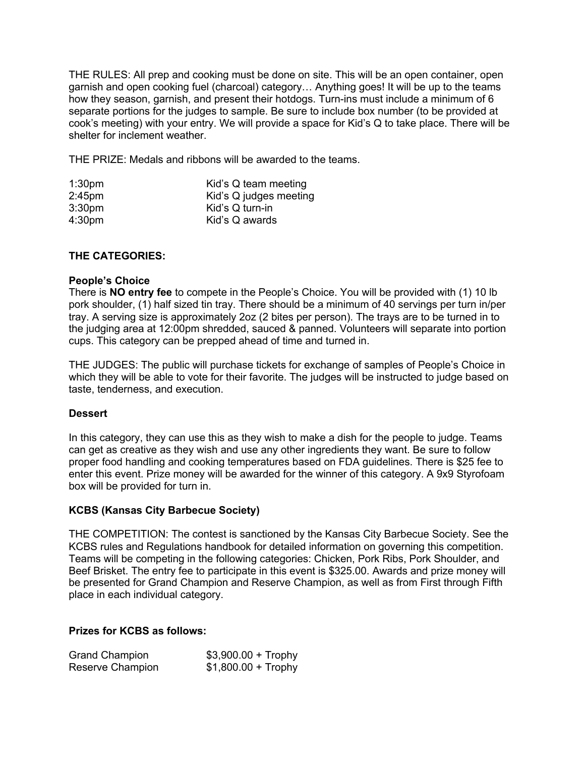THE RULES: All prep and cooking must be done on site. This will be an open container, open garnish and open cooking fuel (charcoal) category… Anything goes! It will be up to the teams how they season, garnish, and present their hotdogs. Turn-ins must include a minimum of 6 separate portions for the judges to sample. Be sure to include box number (to be provided at cook's meeting) with your entry. We will provide a space for Kid's Q to take place. There will be shelter for inclement weather.

THE PRIZE: Medals and ribbons will be awarded to the teams.

| | |
|---|---|
| 1:30pm | Kid's Q team meeting |
| 2:45pm | Kid's Q judges meeting |
| 3:30pm | Kid's Q turn-in |
| 4:30pm | Kid's Q awards |

**THE CATEGORIES:**

**People's Choice**

There is **NO entry fee** to compete in the People's Choice. You will be provided with (1) 10 lb pork shoulder, (1) half sized tin tray. There should be a minimum of 40 servings per turn in/per tray. A serving size is approximately 2oz (2 bites per person). The trays are to be turned in to the judging area at 12:00pm shredded, sauced & panned. Volunteers will separate into portion cups. This category can be prepped ahead of time and turned in.

THE JUDGES: The public will purchase tickets for exchange of samples of People's Choice in which they will be able to vote for their favorite. The judges will be instructed to judge based on taste, tenderness, and execution.

**Dessert**

In this category, they can use this as they wish to make a dish for the people to judge. Teams can get as creative as they wish and use any other ingredients they want. Be sure to follow proper food handling and cooking temperatures based on FDA guidelines. There is $25 fee to enter this event. Prize money will be awarded for the winner of this category. A 9x9 Styrofoam box will be provided for turn in.

**KCBS (Kansas City Barbecue Society)**

THE COMPETITION: The contest is sanctioned by the Kansas City Barbecue Society. See the KCBS rules and Regulations handbook for detailed information on governing this competition. Teams will be competing in the following categories: Chicken, Pork Ribs, Pork Shoulder, and Beef Brisket. The entry fee to participate in this event is $325.00. Awards and prize money will be presented for Grand Champion and Reserve Champion, as well as from First through Fifth place in each individual category.

**Prizes for KCBS as follows:**

| | |
|---|---|
| Grand Champion | $3,900.00 + Trophy |
| Reserve Champion | $1,800.00 + Trophy |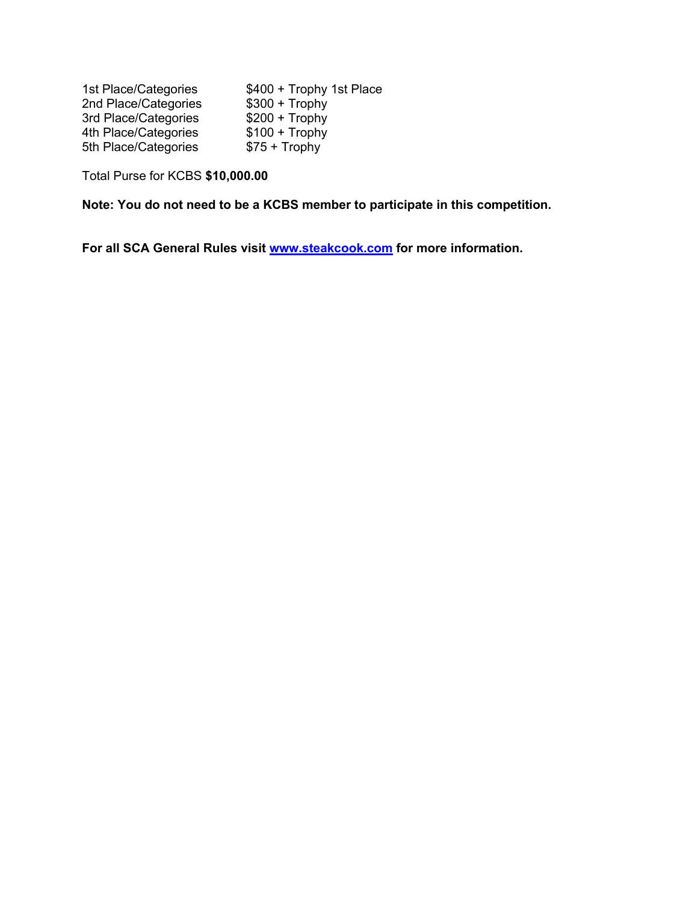| | |
|---|---|
| 1st Place/Categories | $400 + Trophy 1st Place |
| 2nd Place/Categories | $300 + Trophy |
| 3rd Place/Categories | $200 + Trophy |
| 4th Place/Categories | $100 + Trophy |
| 5th Place/Categories | $75 + Trophy |

Total Purse for KCBS **$10,000.00**

**Note: You do not need to be a KCBS member to participate in this competition.**

**For all SCA General Rules visit [www.steakcook.com](http://www.steakcook.com) for more information.**